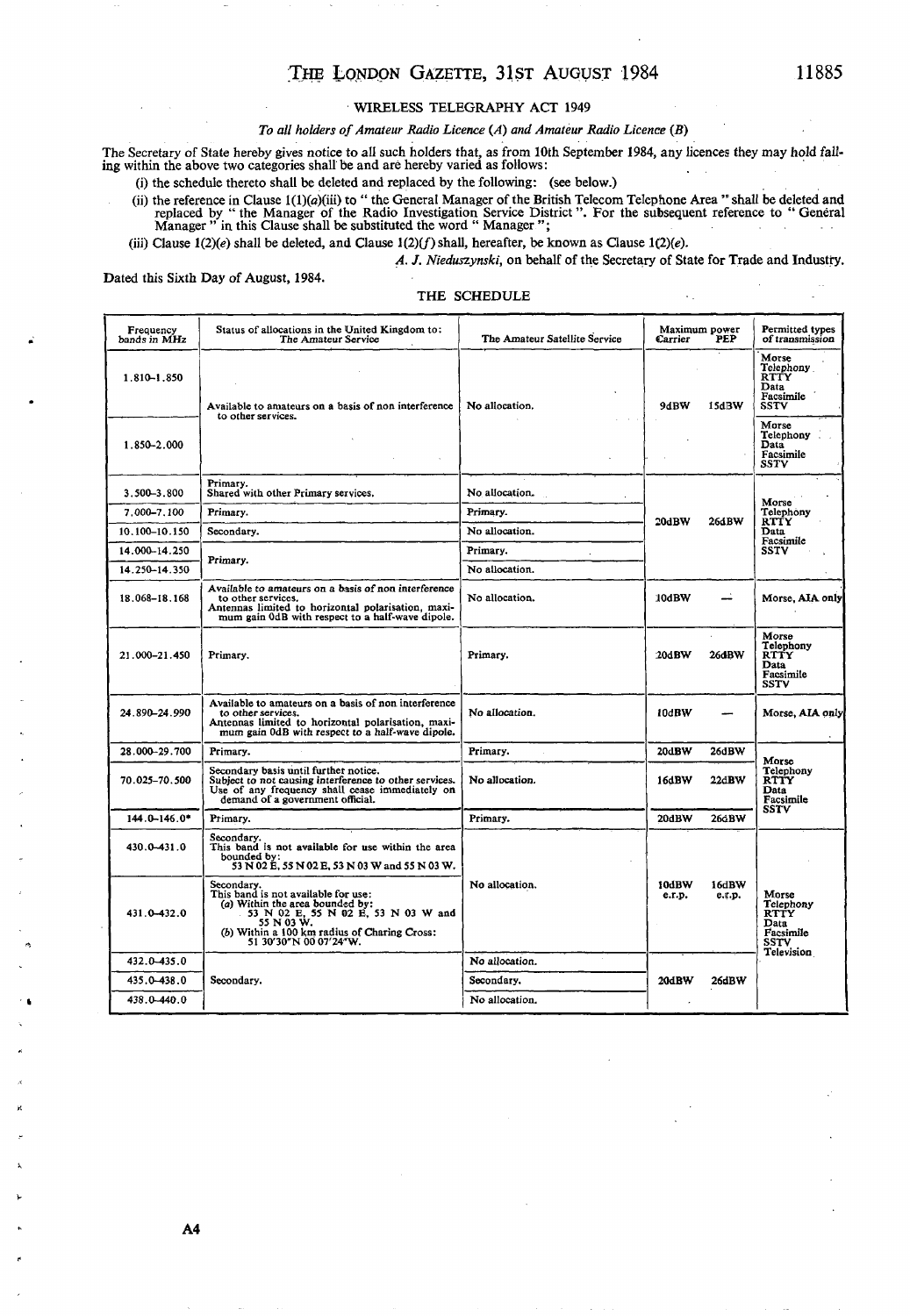## WIRELESS TELEGRAPHY ACT 1949

*To all holders of Amateur Radio Licence (A) and Amateur Radio Licence (B)*

The Secretary of State hereby gives notice to all such holders that, as from 10th September 1984, any licences they may hold falling within the above two categories shall be and are hereby varied as follows:

(i) the schedule thereto shall be deleted and replaced by the following: (see below.)

(ii) the reference in Clause 1(1)(*a*)(iii) to " the General Manager of the British Telecom Telephone Area " shall be deleted and replaced by " the Manager of the Radio Investigation Service District ". For the subsequent reference to " General Manager " in this Clause shall be substituted the word " Manager ";

(iii) Clause 1(2)(*e*) shall be deleted, and Clause 1(2)(*f*) shall, hereafter, be known as Clause 1(2)(*e*).

*A. J. Nieduszynski*, on behalf of the Secretary of State for Trade and Industry.

Dated this Sixth Day of August, 1984.

### THE SCHEDULE

| Frequency bands in MHz | Status of allocations in the United Kingdom to: The Amateur Service | The Amateur Satellite Service | Maximum power Carrier | Maximum power PEP | Permitted types of transmission |
|---|---|---|---|---|---|
| 1.810–1.850 | Available to amateurs on a basis of non interference to other services. | No allocation. | 9dBW | 15dBW | Morse Telephony RTTY Data Facsimile SSTV |
| 1.850–2.000 | | | | | Morse Telephony Data Facsimile SSTV |
| 3.500–3.800 | Primary. Shared with other Primary services. | No allocation. | 20dBW | 26dBW | Morse Telephony RTTY Data Facsimile SSTV |
| 7.000–7.100 | Primary. | Primary. | | | |
| 10.100–10.150 | Secondary. | No allocation. | | | |
| 14.000–14.250 | Primary. | Primary. | | | |
| 14.250–14.350 | | No allocation. | | | |
| 18.068–18.168 | Available to amateurs on a basis of non interference to other services. Antennas limited to horizontal polarisation, maximum gain 0dB with respect to a half-wave dipole. | No allocation. | 10dBW | — | Morse, AIA only |
| 21.000–21.450 | Primary. | Primary. | 20dBW | 26dBW | Morse Telephony RTTY Data Facsimile SSTV |
| 24.890–24.990 | Available to amateurs on a basis of non interference to other services. Antennas limited to horizontal polarisation, maximum gain 0dB with respect to a half-wave dipole. | No allocation. | 10dBW | — | Morse, AIA only |
| 28.000–29.700 | Primary. | Primary. | 20dBW | 26dBW | Morse Telephony RTTY Data Facsimile SSTV |
| 70.025–70.500 | Secondary basis until further notice. Subject to not causing interference to other services. Use of any frequency shall cease immediately on demand of a government official. | No allocation. | 16dBW | 22dBW | |
| 144.0–146.0* | Primary. | Primary. | 20dBW | 26dBW | |
| 430.0–431.0 | Secondary. This band is not available for use within the area bounded by: 53 N 02 E, 55 N 02 E, 53 N 03 W and 55 N 03 W. | No allocation. | 10dBW e.r.p. | 16dBW e.r.p. | Morse Telephony RTTY Data Facsimile SSTV Television |
| 431.0–432.0 | Secondary. This band is not available for use: (*a*) Within the area bounded by: 53 N 02 E, 55 N 02 E, 53 N 03 W and 55 N 03 W. (*b*) Within a 100 km radius of Charing Cross: 51 30'30"N 00 07'24"W. | | | | |
| 432.0–435.0 | Secondary. | No allocation. | 20dBW | 26dBW | |
| 435.0–438.0 | | Secondary. | | | |
| 438.0–440.0 | | No allocation. | | | |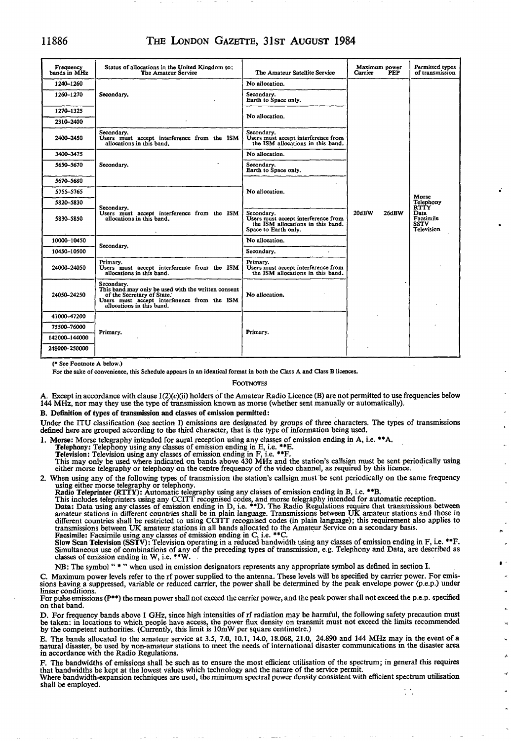| Frequency bands in MHz | Status of allocations in the United Kingdom to: The Amateur Service | The Amateur Satellite Service | Maximum power Carrier | PEP | Permitted types of transmission |
|---|---|---|---|---|---|
| 1240–1260 | Secondary. | No allocation. | 20dBW | 26dBW | Morse Telephony RTTY Data Facsimile SSTV Television |
| 1260–1270 | Secondary. | Secondary. Earth to Space only. | | | |
| 1270–1325 | Secondary. | No allocation. | | | |
| 2310–2400 | Secondary. | No allocation. | | | |
| 2400–2450 | Secondary. Users must accept interference from the ISM allocations in this band. | Secondary. Users must accept interference from the ISM allocations in this band. | | | |
| 3400–3475 | Secondary. | No allocation. | | | |
| 5650–5670 | Secondary. | Secondary. Earth to Space only. | | | |
| 5670–5680 | Secondary. | No allocation. | | | |
| 5755–5765 | Secondary. Users must accept interference from the ISM allocations in this band. | No allocation. | | | |
| 5820–5830 | Secondary. Users must accept interference from the ISM allocations in this band. | No allocation. | | | |
| 5830–5850 | Secondary. Users must accept interference from the ISM allocations in this band. | Secondary. Users must accept interference from the ISM allocations in this band. Space to Earth only. | | | |
| 10000–10450 | Secondary. | No allocation. | | | |
| 10450–10500 | Secondary. | Secondary. | | | |
| 24000–24050 | Primary. Users must accept interference from the ISM allocations in this band. | Primary. Users must accept interference from the ISM allocations in this band. | | | |
| 24050–24250 | Secondary. This band may only be used with the written consent of the Secretary of State. Users must accept interference from the ISM allocations in this band. | No allocation. | | | |
| 47000–47200 | Primary. | Primary. | | | |
| 75500–76000 | Primary. | Primary. | | | |
| 142000–144000 | Primary. | Primary. | | | |
| 248000–250000 | Primary. | Primary. | | | |

(* See Footnote A below.)

For the sake of convenience, this Schedule appears in an identical format in both the Class A and Class B licences.

## Footnotes

A. Except in accordance with clause 1(2)(c)(ii) holders of the Amateur Radio Licence (B) are not permitted to use frequencies below 144 MHz, nor may they use the type of transmission known as morse (whether sent manually or automatically).

**B. Definition of types of transmission and classes of emission permitted:**

Under the ITU classification (see section I) emissions are designated by groups of three characters. The types of transmissions defined here are grouped according to the third character, that is the type of information being used.

1. **Morse:** Morse telegraphy intended for aural reception using any classes of emission ending in A, i.e. **A.
   **Telephony:** Telephony using any classes of emission ending in E, i.e. **E.
   **Television:** Television using any classes of emission ending in F, i.e. **F.
   This may only be used where indicated on bands above 430 MHz and the station's callsign must be sent periodically using either morse telegraphy or telephony on the centre frequency of the video channel, as required by this licence.

2. When using any of the following types of transmission the station's callsign must be sent periodically on the same frequency using either morse telegraphy or telephony.
   **Radio Teleprinter (RTTY):** Automatic telegraphy using any classes of emission ending in B, i.e. **B.
   This includes teleprinters using any CCITT recognised codes, and morse telegraphy intended for automatic reception.
   **Data:** Data using any classes of emission ending in D, i.e. **D. The Radio Regulations require that transmissions between amateur stations in different countries shall be in plain language. Transmissions between UK amateur stations and those in different countries shall be restricted to using CCITT recognised codes (in plain language); this requirement also applies to transmissions between UK amateur stations in all bands allocated to the Amateur Service on a secondary basis.
   **Facsimile:** Facsimile using any classes of emission ending in C, i.e. **C.
   **Slow Scan Television (SSTV):** Television operating in a reduced bandwidth using any classes of emission ending in F, i.e. **F.
   Simultaneous use of combinations of any of the preceding types of transmission, e.g. Telephony and Data, are described as classes of emission ending in W, i.e. **W.

   NB: The symbol " * " when used in emission designators represents any appropriate symbol as defined in section I.

C. Maximum power levels refer to the rf power supplied to the antenna. These levels will be specified by carrier power. For emissions having a suppressed, variable or reduced carrier, the power shall be determined by the peak envelope power (p.e.p.) under linear conditions.
For pulse emissions (P**) the mean power shall not exceed the carrier power, and the peak power shall not exceed the p.e.p. specified on that band.

D. For frequency bands above 1 GHz, since high intensities of rf radiation may be harmful, the following safety precaution must be taken: in locations to which people have access, the power flux density on transmit must not exceed the limits recommended by the competent authorities. (Currently, this limit is 10mW per square centimetre.)

E. The bands allocated to the amateur service at 3.5, 7.0, 10.1, 14.0, 18.068, 21.0, 24.890 and 144 MHz may in the event of a natural disaster, be used by non-amateur stations to meet the needs of international disaster communications in the disaster area in accordance with the Radio Regulations.

F. The bandwidths of emissions shall be such as to ensure the most efficient utilisation of the spectrum; in general this requires that bandwidths be kept at the lowest values which technology and the nature of the service permit.
Where bandwidth-expansion techniques are used, the minimum spectral power density consistent with efficient spectrum utilisation shall be employed.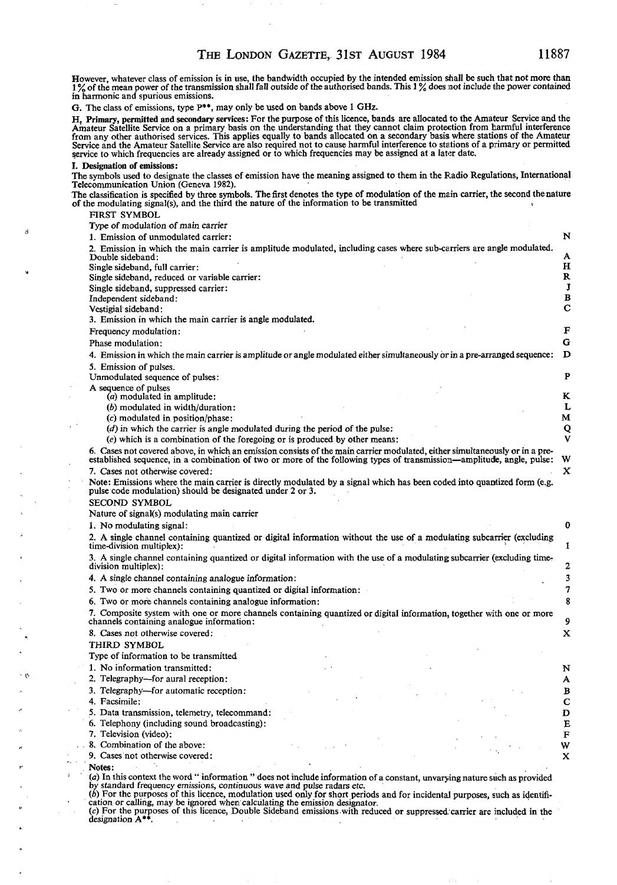However, whatever class of emission is in use, the bandwidth occupied by the intended emission shall be such that not more than 1% of the mean power of the transmission shall fall outside of the authorised bands. This 1% does not include the power contained in harmonic and spurious emissions.

G. The class of emissions, type P**, may only be used on bands above 1 GHz.

H. **Primary, permitted and secondary services:** For the purpose of this licence, bands are allocated to the Amateur Service and the Amateur Satellite Service on a primary basis on the understanding that they cannot claim protection from harmful interference from any other authorised services. This applies equally to bands allocated on a secondary basis where stations of the Amateur Service and the Amateur Satellite Service are also required not to cause harmful interference to stations of a primary or permitted service to which frequencies are already assigned or to which frequencies may be assigned at a later date.

I. **Designation of emissions:**

The symbols used to designate the classes of emission have the meaning assigned to them in the Radio Regulations, International Telecommunication Union (Geneva 1982).

The classification is specified by three symbols. The first denotes the type of modulation of the main carrier, the second the nature of the modulating signal(s), and the third the nature of the information to be transmitted

FIRST SYMBOL

Type of modulation of main carrier

| | |
|---|---|
| 1. Emission of unmodulated carrier: | N |
| 2. Emission in which the main carrier is amplitude modulated, including cases where sub-carriers are angle modulated. | |
| Double sideband: | A |
| Single sideband, full carrier: | H |
| Single sideband, reduced or variable carrier: | R |
| Single sideband, suppressed carrier: | J |
| Independent sideband: | B |
| Vestigial sideband: | C |
| 3. Emission in which the main carrier is angle modulated. | |
| Frequency modulation: | F |
| Phase modulation: | G |
| 4. Emission in which the main carrier is amplitude or angle modulated either simultaneously or in a pre-arranged sequence: | D |
| 5. Emission of pulses. | |
| Unmodulated sequence of pulses: | P |
| A sequence of pulses | |
| (a) modulated in amplitude: | K |
| (b) modulated in width/duration: | L |
| (c) modulated in position/phase: | M |
| (d) in which the carrier is angle modulated during the period of the pulse: | Q |
| (e) which is a combination of the foregoing or is produced by other means: | V |
| 6. Cases not covered above, in which an emission consists of the main carrier modulated, either simultaneously or in a pre-established sequence, in a combination of two or more of the following types of transmission—amplitude, angle, pulse: | W |
| 7. Cases not otherwise covered: | X |

Note: Emissions where the main carrier is directly modulated by a signal which has been coded into quantized form (e.g. pulse code modulation) should be designated under 2 or 3.

SECOND SYMBOL

Nature of signal(s) modulating main carrier

| | |
|---|---|
| 1. No modulating signal: | 0 |
| 2. A single channel containing quantized or digital information without the use of a modulating subcarrier (excluding time-division multiplex): | 1 |
| 3. A single channel containing quantized or digital information with the use of a modulating subcarrier (excluding time-division multiplex): | 2 |
| 4. A single channel containing analogue information: | 3 |
| 5. Two or more channels containing quantized or digital information: | 7 |
| 6. Two or more channels containing analogue information: | 8 |
| 7. Composite system with one or more channels containing quantized or digital information, together with one or more channels containing analogue information: | 9 |
| 8. Cases not otherwise covered: | X |

THIRD SYMBOL

Type of information to be transmitted

| | |
|---|---|
| 1. No information transmitted: | N |
| 2. Telegraphy—for aural reception: | A |
| 3. Telegraphy—for automatic reception: | B |
| 4. Facsimile: | C |
| 5. Data transmission, telemetry, telecommand: | D |
| 6. Telephony (including sound broadcasting): | E |
| 7. Television (video): | F |
| 8. Combination of the above: | W |
| 9. Cases not otherwise covered: | X |

Notes:

(a) In this context the word " information " does not include information of a constant, unvarying nature such as provided by standard frequency emissions, continuous wave and pulse radars etc.

(b) For the purposes of this licence, modulation used only for short periods and for incidental purposes, such as identification or calling, may be ignored when calculating the emission designator.

(c) For the purposes of this licence, Double Sideband emissions with reduced or suppressed carrier are included in the designation A**.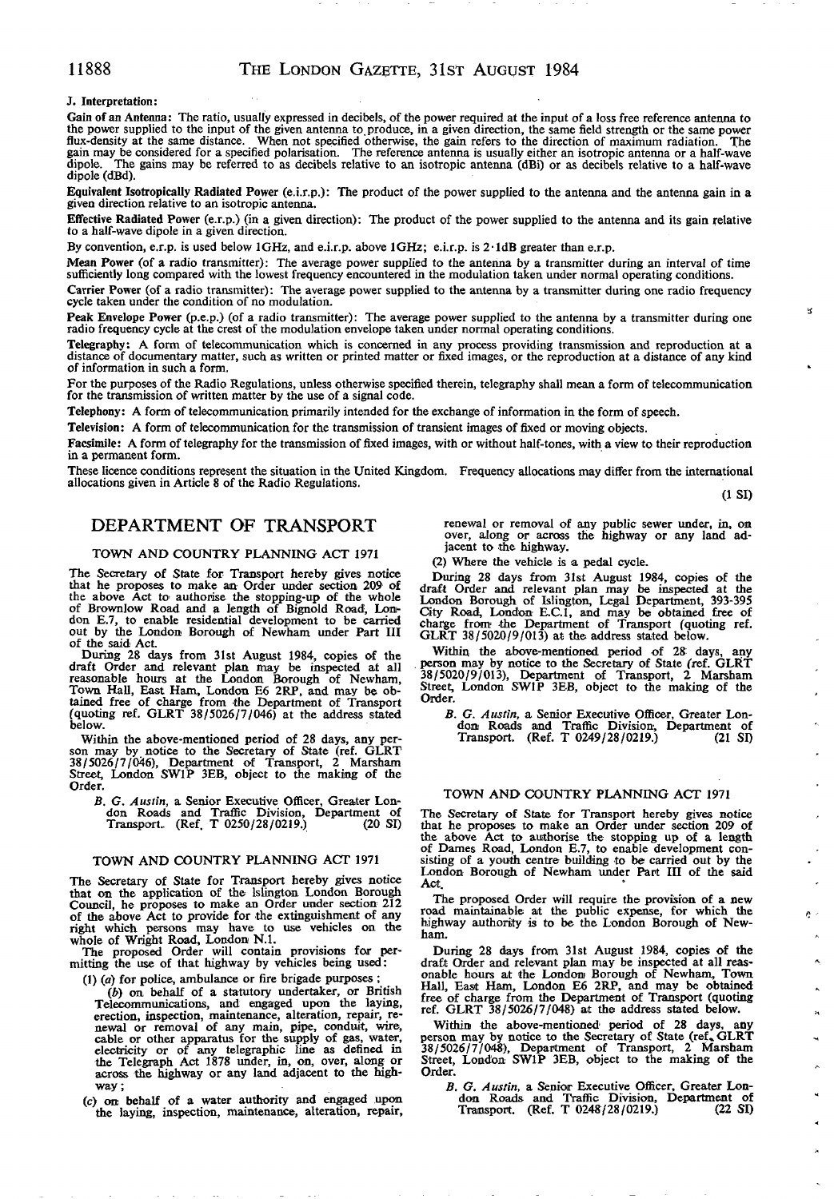**J. Interpretation:**

**Gain of an Antenna:** The ratio, usually expressed in decibels, of the power required at the input of a loss free reference antenna to the power supplied to the input of the given antenna to produce, in a given direction, the same field strength or the same power flux-density at the same distance. When not specified otherwise, the gain refers to the direction of maximum radiation. The gain may be considered for a specified polarisation. The reference antenna is usually either an isotropic antenna or a half-wave dipole. The gains may be referred to as decibels relative to an isotropic antenna (dBi) or as decibels relative to a half-wave dipole (dBd).

**Equivalent Isotropically Radiated Power** (e.i.r.p.): The product of the power supplied to the antenna and the antenna gain in a given direction relative to an isotropic antenna.

**Effective Radiated Power** (e.r.p.) (in a given direction): The product of the power supplied to the antenna and its gain relative to a half-wave dipole in a given direction.

By convention, e.r.p. is used below 1GHz, and e.i.r.p. above 1GHz; e.i.r.p. is 2·1dB greater than e.r.p.

**Mean Power** (of a radio transmitter): The average power supplied to the antenna by a transmitter during an interval of time sufficiently long compared with the lowest frequency encountered in the modulation taken under normal operating conditions.

**Carrier Power** (of a radio transmitter): The average power supplied to the antenna by a transmitter during one radio frequency cycle taken under the condition of no modulation.

**Peak Envelope Power** (p.e.p.) (of a radio transmitter): The average power supplied to the antenna by a transmitter during one radio frequency cycle at the crest of the modulation envelope taken under normal operating conditions.

**Telegraphy:** A form of telecommunication which is concerned in any process providing transmission and reproduction at a distance of documentary matter, such as written or printed matter or fixed images, or the reproduction at a distance of any kind of information in such a form.

For the purposes of the Radio Regulations, unless otherwise specified therein, telegraphy shall mean a form of telecommunication for the transmission of written matter by the use of a signal code.

**Telephony:** A form of telecommunication primarily intended for the exchange of information in the form of speech.

**Television:** A form of telecommunication for the transmission of transient images of fixed or moving objects.

**Facsimile:** A form of telegraphy for the transmission of fixed images, with or without half-tones, with a view to their reproduction in a permanent form.

These licence conditions represent the situation in the United Kingdom. Frequency allocations may differ from the international allocations given in Article 8 of the Radio Regulations.

(1 SI)

# DEPARTMENT OF TRANSPORT

## TOWN AND COUNTRY PLANNING ACT 1971

The Secretary of State for Transport hereby gives notice that he proposes to make an Order under section 209 of the above Act to authorise the stopping-up of the whole of Brownlow Road and a length of Bignold Road, London E.7, to enable residential development to be carried out by the London Borough of Newham under Part III of the said Act.

During 28 days from 31st August 1984, copies of the draft Order and relevant plan may be inspected at all reasonable hours at the London Borough of Newham, Town Hall, East Ham, London E6 2RP, and may be obtained free of charge from the Department of Transport (quoting ref. GLRT 38/5026/7/046) at the address stated below.

Within the above-mentioned period of 28 days, any person may by notice to the Secretary of State (ref. GLRT 38/5026/7/046), Department of Transport, 2 Marsham Street, London SW1P 3EB, object to the making of the Order.

*B. G. Austin*, a Senior Executive Officer, Greater London Roads and Traffic Division, Department of Transport. (Ref. T 0250/28/0219.) (20 SI)

## TOWN AND COUNTRY PLANNING ACT 1971

The Secretary of State for Transport hereby gives notice that on the application of the Islington London Borough Council, he proposes to make an Order under section 212 of the above Act to provide for the extinguishment of any right which persons may have to use vehicles on the whole of Wright Road, London N.1.

The proposed Order will contain provisions for permitting the use of that highway by vehicles being used:

(1) (*a*) for police, ambulance or fire brigade purposes;

(*b*) on behalf of a statutory undertaker, or British Telecommunications, and engaged upon the laying, erection, inspection, maintenance, alteration, repair, renewal or removal of any main, pipe, conduit, wire, cable or other apparatus for the supply of gas, water, electricity or of any telegraphic line as defined in the Telegraph Act 1878 under, in, on, over, along or across the highway or any land adjacent to the highway;

(*c*) on behalf of a water authority and engaged upon the laying, inspection, maintenance, alteration, repair, renewal or removal of any public sewer under, in, on over, along or across the highway or any land adjacent to the highway.

(2) Where the vehicle is a pedal cycle.

During 28 days from 31st August 1984, copies of the draft Order and relevant plan may be inspected at the London Borough of Islington, Legal Department, 393-395 City Road, London E.C.1, and may be obtained free of charge from the Department of Transport (quoting ref. GLRT 38/5020/9/013) at the address stated below.

Within the above-mentioned period of 28 days, any person may by notice to the Secretary of State (ref. GLRT 38/5020/9/013), Department of Transport, 2 Marsham Street, London SW1P 3EB, object to the making of the Order.

*B. G. Austin*, a Senior Executive Officer, Greater London Roads and Traffic Division, Department of Transport. (Ref. T 0249/28/0219.) (21 SI)

## TOWN AND COUNTRY PLANNING ACT 1971

The Secretary of State for Transport hereby gives notice that he proposes to make an Order under section 209 of the above Act to authorise the stopping up of a length of Dames Road, London E.7, to enable development consisting of a youth centre building to be carried out by the London Borough of Newham under Part III of the said Act.

The proposed Order will require the provision of a new road maintainable at the public expense, for which the highway authority is to be the London Borough of Newham.

During 28 days from 31st August 1984, copies of the draft Order and relevant plan may be inspected at all reasonable hours at the London Borough of Newham, Town Hall, East Ham, London E6 2RP, and may be obtained free of charge from the Department of Transport (quoting ref. GLRT 38/5026/7/048) at the address stated below.

Within the above-mentioned period of 28 days, any person may by notice to the Secretary of State (ref. GLRT 38/5026/7/048), Department of Transport, 2 Marsham Street, London SW1P 3EB, object to the making of the Order.

*B. G. Austin*, a Senior Executive Officer, Greater London Roads and Traffic Division, Department of Transport. (Ref. T 0248/28/0219.) (22 SI)